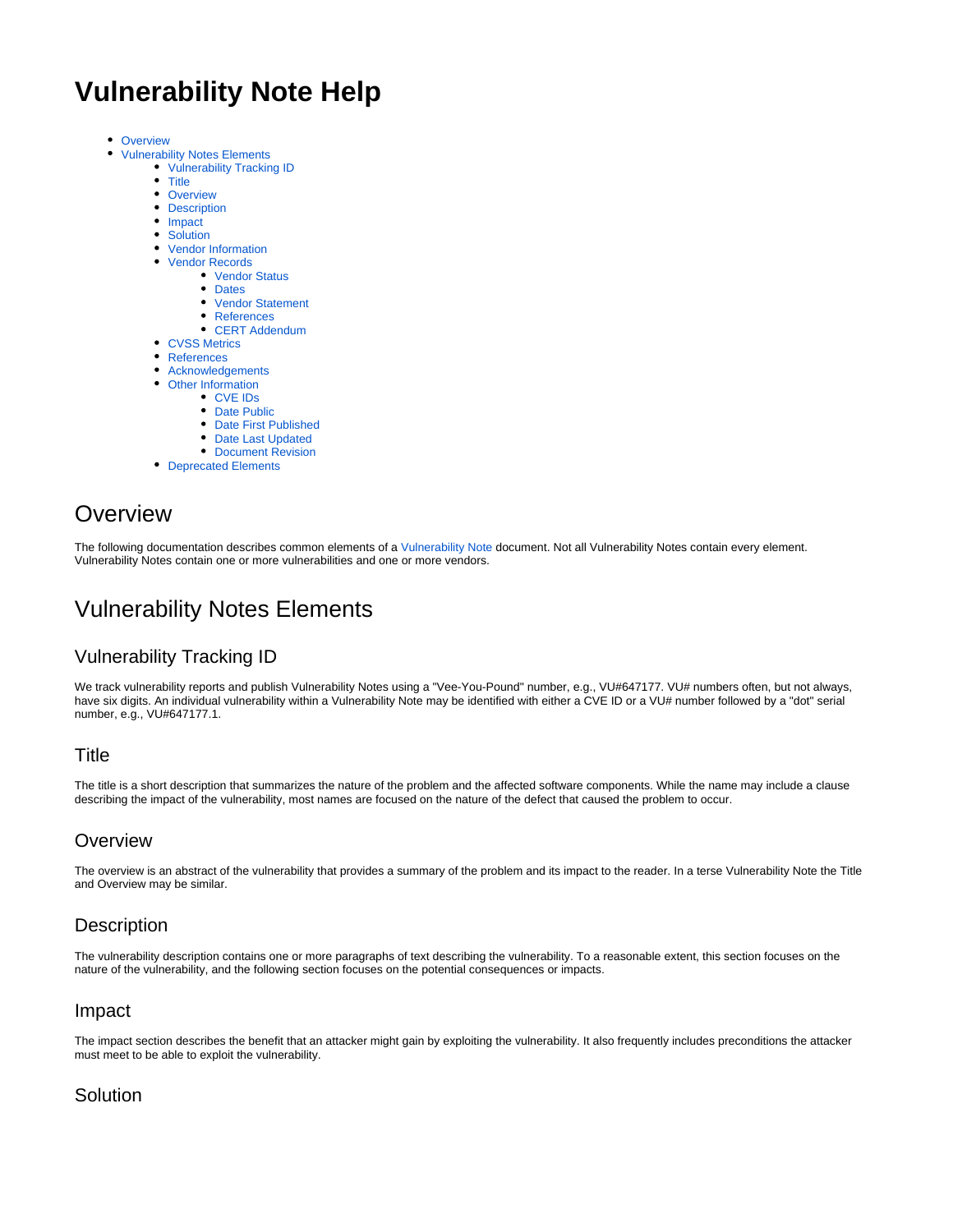# Vulnerability Note Help

- Overview
- Vulnerability Notes Elements
  - Vulnerability Tracking ID
  - Title
  - Overview
  - Description
  - Impact
  - Solution
  - Vendor Information
  - Vendor Records
    - Vendor Status
    - Dates
    - Vendor Statement
    - References
    - CERT Addendum
  - CVSS Metrics
  - References
  - Acknowledgements
  - Other Information
    - CVE IDs
    - Date Public
    - Date First Published
    - Date Last Updated
    - Document Revision
  - Deprecated Elements

## Overview

The following documentation describes common elements of a Vulnerability Note document. Not all Vulnerability Notes contain every element. Vulnerability Notes contain one or more vulnerabilities and one or more vendors.

## Vulnerability Notes Elements

### Vulnerability Tracking ID

We track vulnerability reports and publish Vulnerability Notes using a "Vee-You-Pound" number, e.g., VU#647177. VU# numbers often, but not always, have six digits. An individual vulnerability within a Vulnerability Note may be identified with either a CVE ID or a VU# number followed by a "dot" serial number, e.g., VU#647177.1.

### Title

The title is a short description that summarizes the nature of the problem and the affected software components. While the name may include a clause describing the impact of the vulnerability, most names are focused on the nature of the defect that caused the problem to occur.

### Overview

The overview is an abstract of the vulnerability that provides a summary of the problem and its impact to the reader. In a terse Vulnerability Note the Title and Overview may be similar.

### Description

The vulnerability description contains one or more paragraphs of text describing the vulnerability. To a reasonable extent, this section focuses on the nature of the vulnerability, and the following section focuses on the potential consequences or impacts.

### Impact

The impact section describes the benefit that an attacker might gain by exploiting the vulnerability. It also frequently includes preconditions the attacker must meet to be able to exploit the vulnerability.

### Solution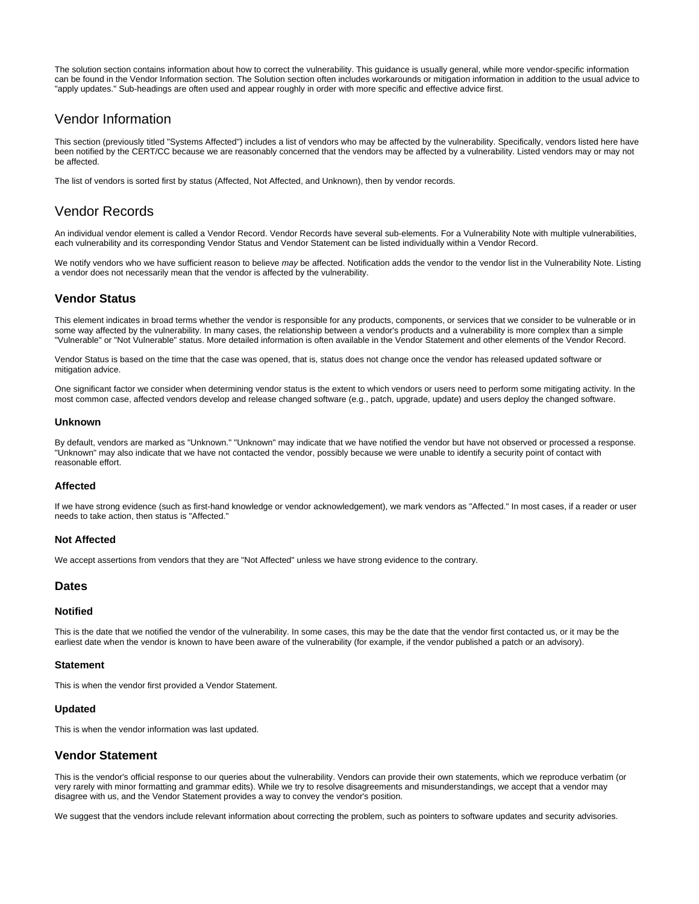The solution section contains information about how to correct the vulnerability. This guidance is usually general, while more vendor-specific information can be found in the Vendor Information section. The Solution section often includes workarounds or mitigation information in addition to the usual advice to "apply updates." Sub-headings are often used and appear roughly in order with more specific and effective advice first.

## Vendor Information

This section (previously titled "Systems Affected") includes a list of vendors who may be affected by the vulnerability. Specifically, vendors listed here have been notified by the CERT/CC because we are reasonably concerned that the vendors may be affected by a vulnerability. Listed vendors may or may not be affected.

The list of vendors is sorted first by status (Affected, Not Affected, and Unknown), then by vendor records.

## Vendor Records

An individual vendor element is called a Vendor Record. Vendor Records have several sub-elements. For a Vulnerability Note with multiple vulnerabilities, each vulnerability and its corresponding Vendor Status and Vendor Statement can be listed individually within a Vendor Record.

We notify vendors who we have sufficient reason to believe *may* be affected. Notification adds the vendor to the vendor list in the Vulnerability Note. Listing a vendor does not necessarily mean that the vendor is affected by the vulnerability.

### Vendor Status

This element indicates in broad terms whether the vendor is responsible for any products, components, or services that we consider to be vulnerable or in some way affected by the vulnerability. In many cases, the relationship between a vendor's products and a vulnerability is more complex than a simple "Vulnerable" or "Not Vulnerable" status. More detailed information is often available in the Vendor Statement and other elements of the Vendor Record.

Vendor Status is based on the time that the case was opened, that is, status does not change once the vendor has released updated software or mitigation advice.

One significant factor we consider when determining vendor status is the extent to which vendors or users need to perform some mitigating activity. In the most common case, affected vendors develop and release changed software (e.g., patch, upgrade, update) and users deploy the changed software.

#### Unknown

By default, vendors are marked as "Unknown." "Unknown" may indicate that we have notified the vendor but have not observed or processed a response. "Unknown" may also indicate that we have not contacted the vendor, possibly because we were unable to identify a security point of contact with reasonable effort.

#### Affected

If we have strong evidence (such as first-hand knowledge or vendor acknowledgement), we mark vendors as "Affected." In most cases, if a reader or user needs to take action, then status is "Affected."

#### Not Affected

We accept assertions from vendors that they are "Not Affected" unless we have strong evidence to the contrary.

### Dates

#### Notified

This is the date that we notified the vendor of the vulnerability. In some cases, this may be the date that the vendor first contacted us, or it may be the earliest date when the vendor is known to have been aware of the vulnerability (for example, if the vendor published a patch or an advisory).

#### Statement

This is when the vendor first provided a Vendor Statement.

#### Updated

This is when the vendor information was last updated.

### Vendor Statement

This is the vendor's official response to our queries about the vulnerability. Vendors can provide their own statements, which we reproduce verbatim (or very rarely with minor formatting and grammar edits). While we try to resolve disagreements and misunderstandings, we accept that a vendor may disagree with us, and the Vendor Statement provides a way to convey the vendor's position.

We suggest that the vendors include relevant information about correcting the problem, such as pointers to software updates and security advisories.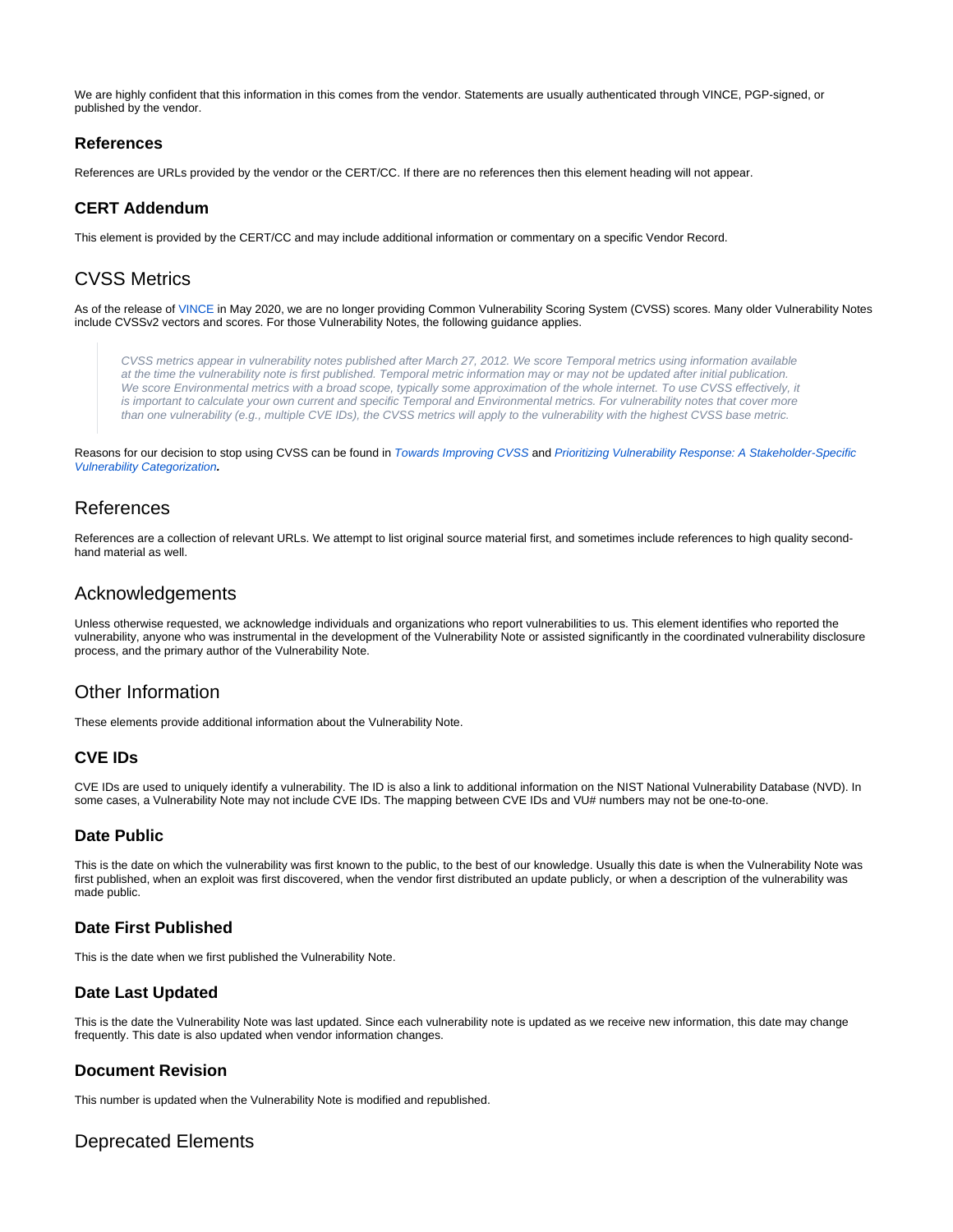We are highly confident that this information in this comes from the vendor. Statements are usually authenticated through VINCE, PGP-signed, or published by the vendor.

### References

References are URLs provided by the vendor or the CERT/CC. If there are no references then this element heading will not appear.

### CERT Addendum

This element is provided by the CERT/CC and may include additional information or commentary on a specific Vendor Record.

## CVSS Metrics

As of the release of VINCE in May 2020, we are no longer providing Common Vulnerability Scoring System (CVSS) scores. Many older Vulnerability Notes include CVSSv2 vectors and scores. For those Vulnerability Notes, the following guidance applies.

> *CVSS metrics appear in vulnerability notes published after March 27, 2012. We score Temporal metrics using information available at the time the vulnerability note is first published. Temporal metric information may or may not be updated after initial publication. We score Environmental metrics with a broad scope, typically some approximation of the whole internet. To use CVSS effectively, it is important to calculate your own current and specific Temporal and Environmental metrics. For vulnerability notes that cover more than one vulnerability (e.g., multiple CVE IDs), the CVSS metrics will apply to the vulnerability with the highest CVSS base metric.*

Reasons for our decision to stop using CVSS can be found in *Towards Improving CVSS* and *Prioritizing Vulnerability Response: A Stakeholder-Specific Vulnerability Categorization*.

## References

References are a collection of relevant URLs. We attempt to list original source material first, and sometimes include references to high quality second-hand material as well.

## Acknowledgements

Unless otherwise requested, we acknowledge individuals and organizations who report vulnerabilities to us. This element identifies who reported the vulnerability, anyone who was instrumental in the development of the Vulnerability Note or assisted significantly in the coordinated vulnerability disclosure process, and the primary author of the Vulnerability Note.

## Other Information

These elements provide additional information about the Vulnerability Note.

### CVE IDs

CVE IDs are used to uniquely identify a vulnerability. The ID is also a link to additional information on the NIST National Vulnerability Database (NVD). In some cases, a Vulnerability Note may not include CVE IDs. The mapping between CVE IDs and VU# numbers may not be one-to-one.

### Date Public

This is the date on which the vulnerability was first known to the public, to the best of our knowledge. Usually this date is when the Vulnerability Note was first published, when an exploit was first discovered, when the vendor first distributed an update publicly, or when a description of the vulnerability was made public.

### Date First Published

This is the date when we first published the Vulnerability Note.

### Date Last Updated

This is the date the Vulnerability Note was last updated. Since each vulnerability note is updated as we receive new information, this date may change frequently. This date is also updated when vendor information changes.

### Document Revision

This number is updated when the Vulnerability Note is modified and republished.

## Deprecated Elements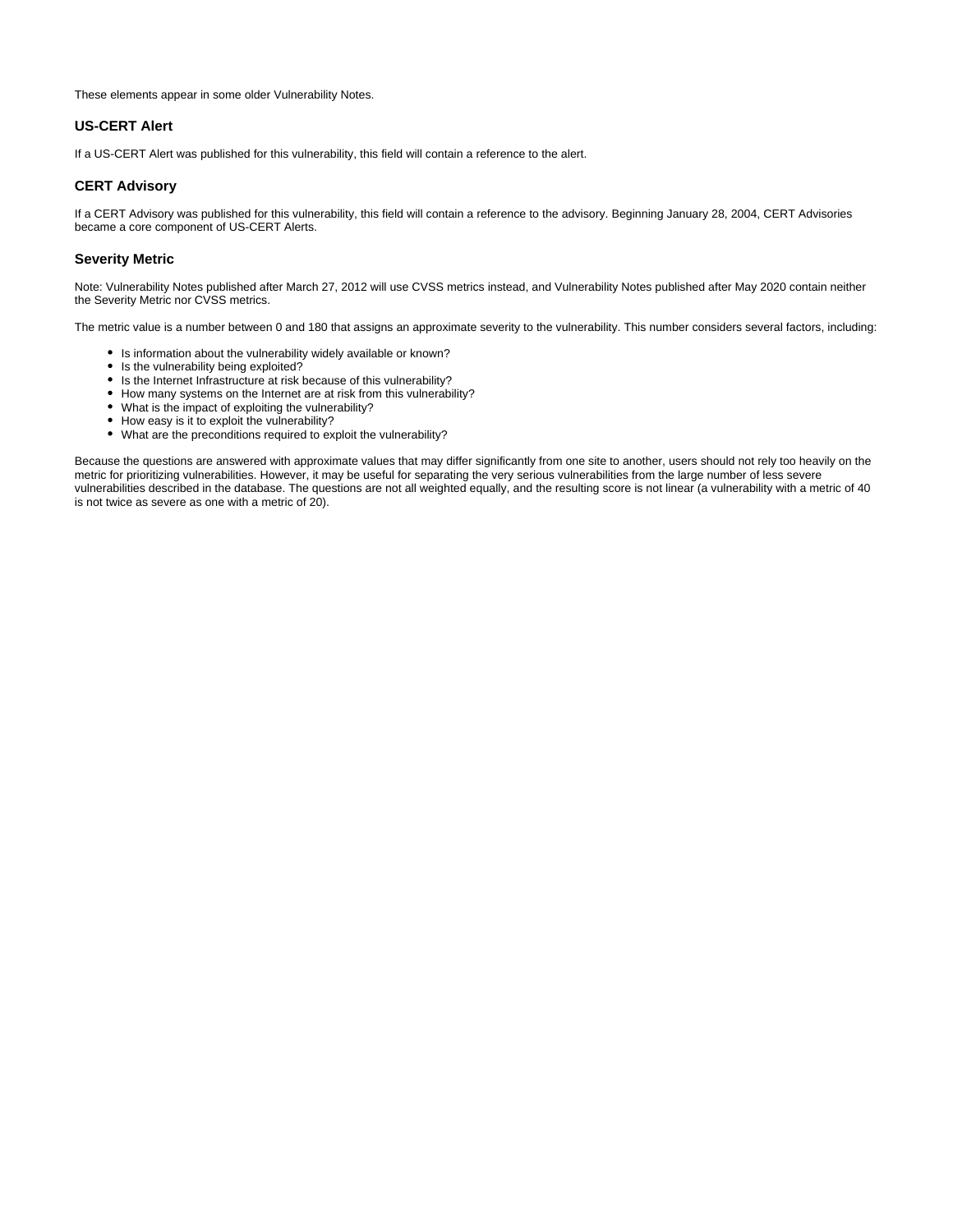These elements appear in some older Vulnerability Notes.

### US-CERT Alert

If a US-CERT Alert was published for this vulnerability, this field will contain a reference to the alert.

### CERT Advisory

If a CERT Advisory was published for this vulnerability, this field will contain a reference to the advisory. Beginning January 28, 2004, CERT Advisories became a core component of US-CERT Alerts.

### Severity Metric

Note: Vulnerability Notes published after March 27, 2012 will use CVSS metrics instead, and Vulnerability Notes published after May 2020 contain neither the Severity Metric nor CVSS metrics.

The metric value is a number between 0 and 180 that assigns an approximate severity to the vulnerability. This number considers several factors, including:

- Is information about the vulnerability widely available or known?
- Is the vulnerability being exploited?
- Is the Internet Infrastructure at risk because of this vulnerability?
- How many systems on the Internet are at risk from this vulnerability?
- What is the impact of exploiting the vulnerability?
- How easy is it to exploit the vulnerability?
- What are the preconditions required to exploit the vulnerability?

Because the questions are answered with approximate values that may differ significantly from one site to another, users should not rely too heavily on the metric for prioritizing vulnerabilities. However, it may be useful for separating the very serious vulnerabilities from the large number of less severe vulnerabilities described in the database. The questions are not all weighted equally, and the resulting score is not linear (a vulnerability with a metric of 40 is not twice as severe as one with a metric of 20).